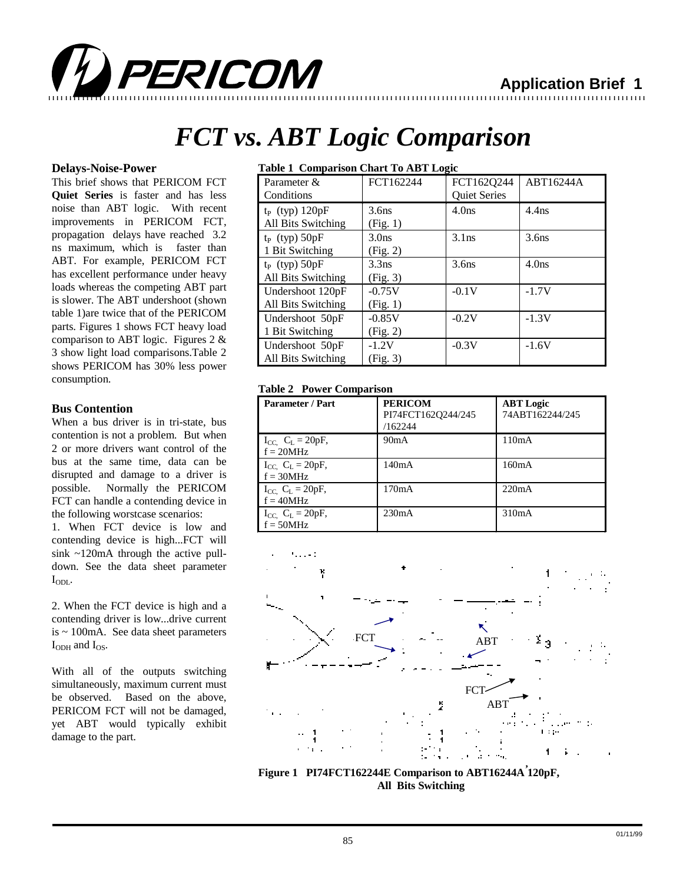# FCT vs. ABT Logic Comparison

## Delays-Noise-Power

This brief shows that PERICOM FCT **Quiet Series** is faster and has less noise than ABT logic. With recent improvements in PERICOM FCT, propagation delays have reached 3.2 ns maximum, which is faster than ABT. For example, PERICOM FCT has excellent performance under heavy loads whereas the competing ABT part is slower. The ABT undershoot (shown table 1)are twice that of the PERICOM parts. Figures 1 shows FCT heavy load comparison to ABT logic. Figures 2 & 3 show light load comparisons.Table 2 shows PERICOM has 30% less power consumption.

## Bus Contention

When a bus driver is in tri-state, bus contention is not a problem. But when 2 or more drivers want control of the bus at the same time, data can be disrupted and damage to a driver is possible. Normally the PERICOM FCT can handle a contending device in the following worstcase scenarios:

1. When FCT device is low and contending device is high...FCT will sink ~120mA through the active pull-down. See the data sheet parameter $I_{ODL}$.

2. When the FCT device is high and a contending driver is low...drive current is ~ 100mA. See data sheet parameters $I_{ODH}$ and $I_{OS}$.

With all of the outputs switching simultaneously, maximum current must be observed. Based on the above, PERICOM FCT will not be damaged, yet ABT would typically exhibit damage to the part.

**Table 1 Comparison Chart To ABT Logic**

| Parameter & Conditions | FCT162244 | FCT162Q244 Quiet Series | ABT16244A |
|---|---|---|---|
| $t_P$ (typ) 120pF All Bits Switching | 3.6ns (Fig. 1) | 4.0ns | 4.4ns |
| $t_P$ (typ) 50pF 1 Bit Switching | 3.0ns (Fig. 2) | 3.1ns | 3.6ns |
| $t_P$ (typ) 50pF All Bits Switching | 3.3ns (Fig. 3) | 3.6ns | 4.0ns |
| Undershoot 120pF All Bits Switching | -0.75V (Fig. 1) | -0.1V | -1.7V |
| Undershoot 50pF 1 Bit Switching | -0.85V (Fig. 2) | -0.2V | -1.3V |
| Undershoot 50pF All Bits Switching | -1.2V (Fig. 3) | -0.3V | -1.6V |

**Table 2 Power Comparison**

| Parameter / Part | PERICOM PI74FCT162Q244/245 /162244 | ABT Logic 74ABT162244/245 |
|---|---|---|
| $I_{CC}$, $C_L$ = 20pF, f = 20MHz | 90mA | 110mA |
| $I_{CC}$, $C_L$ = 20pF, f = 30MHz | 140mA | 160mA |
| $I_{CC}$, $C_L$ = 20pF, f = 40MHz | 170mA | 220mA |
| $I_{CC}$, $C_L$ = 20pF, f = 50MHz | 230mA | 310mA |

**Figure 1 PI74FCT162244E Comparison to ABT16244A' 120pF, All Bits Switching**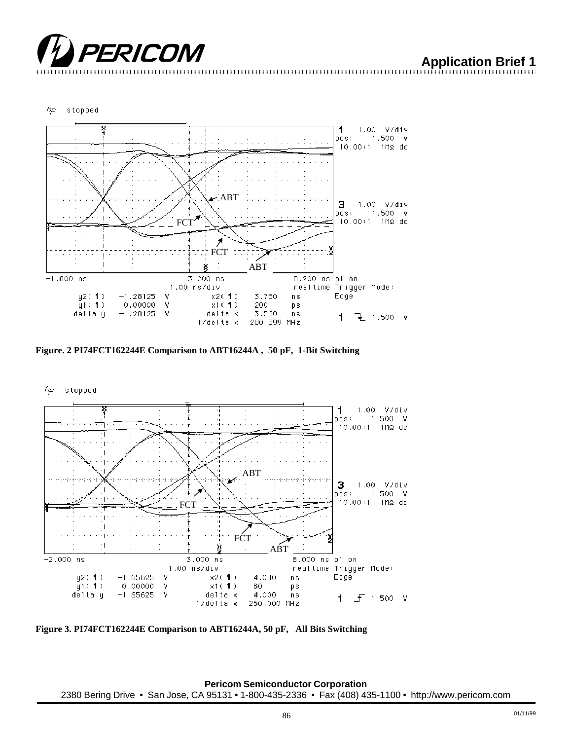hp stopped

1 1.00 V/div
pos: 1.500 V
10.00:1 1MΩ dc

3 1.00 V/div
pos: 1.500 V
10.00:1 1MΩ dc

ABT
FCT
FCT
ABT

-1.800 ns 3.200 ns 8.200 ns p1 on
1.00 ns/div realtime Trigger Mode:
y2( 1 ) -1.28125 V x2( 1 ) 3.760 ns Edge
y1( 1 ) 0.00000 V x1( 1 ) 200 ps
delta y -1.28125 V delta x 3.560 ns 1 1.500 V
1/delta x 280.899 MHz

**Figure. 2 PI74FCT162244E Comparison to ABT16244A , 50 pF, 1-Bit Switching**

hp stopped

1 1.00 V/div
pos: 1.500 V
10.00:1 1MΩ dc

3 1.00 V/div
pos: 1.500 V
10.00:1 1MΩ dc

ABT
FCT
FCT
ABT

-2.000 ns 3.000 ns 8.000 ns p1 on
1.00 ns/div realtime Trigger Mode:
y2( 1 ) -1.65625 V x2( 1 ) 4.080 ns Edge
y1( 1 ) 0.00000 V x1( 1 ) 80 ps
delta y -1.65625 V delta x 4.000 ns 1 1.500 V
1/delta x 250.000 MHz

**Figure 3. PI74FCT162244E Comparison to ABT16244A, 50 pF, All Bits Switching**